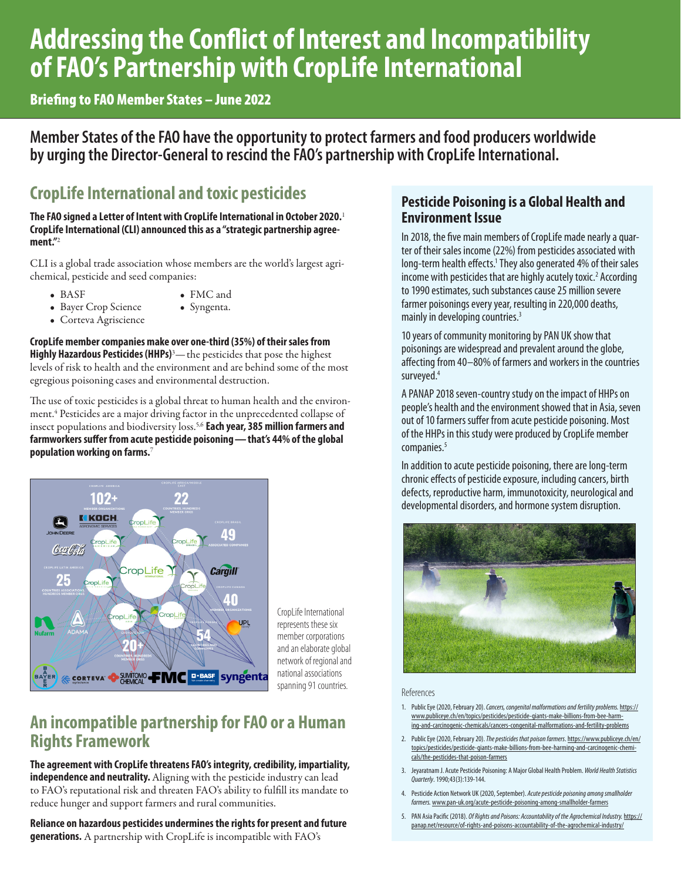# Addressing the Conflict of Interest and Incompatibility of FAO's Partnership with CropLife International

**Briefing to FAO Member States – June 2022**

## Member States of the FAO have the opportunity to protect farmers and food producers worldwide by urging the Director-General to rescind the FAO's partnership with CropLife International.

## CropLife International and toxic pesticides

**The FAO signed a Letter of Intent with CropLife International in October 2020.**[1] **CropLife International (CLI) announced this as a "strategic partnership agreement."**[2]

CLI is a global trade association whose members are the world's largest agrichemical, pesticide and seed companies:

- BASF
- Bayer Crop Science
- Corteva Agriscience
- FMC and
- Syngenta.

**CropLife member companies make over one-third (35%) of their sales from Highly Hazardous Pesticides (HHPs)**[3] — the pesticides that pose the highest levels of risk to health and the environment and are behind some of the most egregious poisoning cases and environmental destruction.

The use of toxic pesticides is a global threat to human health and the environment.[4] Pesticides are a major driving factor in the unprecedented collapse of insect populations and biodiversity loss.[5,6] **Each year, 385 million farmers and farmworkers suffer from acute pesticide poisoning — that's 44% of the global population working on farms.**[7]

CropLife International represents these six member corporations and an elaborate global network of regional and national associations spanning 91 countries.

## An incompatible partnership for FAO or a Human Rights Framework

**The agreement with CropLife threatens FAO's integrity, credibility, impartiality, independence and neutrality.** Aligning with the pesticide industry can lead to FAO's reputational risk and threaten FAO's ability to fulfill its mandate to reduce hunger and support farmers and rural communities.

**Reliance on hazardous pesticides undermines the rights for present and future generations.** A partnership with CropLife is incompatible with FAO's

### Pesticide Poisoning is a Global Health and Environment Issue

In 2018, the five main members of CropLife made nearly a quarter of their sales income (22%) from pesticides associated with long-term health effects.[1] They also generated 4% of their sales income with pesticides that are highly acutely toxic.[2] According to 1990 estimates, such substances cause 25 million severe farmer poisonings every year, resulting in 220,000 deaths, mainly in developing countries.[3]

10 years of community monitoring by PAN UK show that poisonings are widespread and prevalent around the globe, affecting from 40–80% of farmers and workers in the countries surveyed.[4]

A PANAP 2018 seven-country study on the impact of HHPs on people's health and the environment showed that in Asia, seven out of 10 farmers suffer from acute pesticide poisoning. Most of the HHPs in this study were produced by CropLife member companies.[5]

In addition to acute pesticide poisoning, there are long-term chronic effects of pesticide exposure, including cancers, birth defects, reproductive harm, immunotoxicity, neurological and developmental disorders, and hormone system disruption.

References

1. Public Eye (2020, February 20). *Cancers, congenital malformations and fertility problems.* https://www.publiceye.ch/en/topics/pesticides/pesticide-giants-make-billions-from-bee-harming-and-carcinogenic-chemicals/cancers-congenital-malformations-and-fertility-problems
2. Public Eye (2020, February 20). *The pesticides that poison farmers*. https://www.publiceye.ch/en/topics/pesticides/pesticide-giants-make-billions-from-bee-harming-and-carcinogenic-chemicals/the-pesticides-that-poison-farmers
3. Jeyaratnam J. Acute Pesticide Poisoning: A Major Global Health Problem. *World Health Statistics Quarterly*. 1990;43(3):139-144.
4. Pesticide Action Network UK (2020, September). *Acute pesticide poisoning among smallholder farmers.* www.pan-uk.org/acute-pesticide-poisoning-among-smallholder-farmers
5. PAN Asia Pacific (2018). *Of Rights and Poisons: Accountability of the Agrochemical Industry.* https://panap.net/resource/of-rights-and-poisons-accountability-of-the-agrochemical-industry/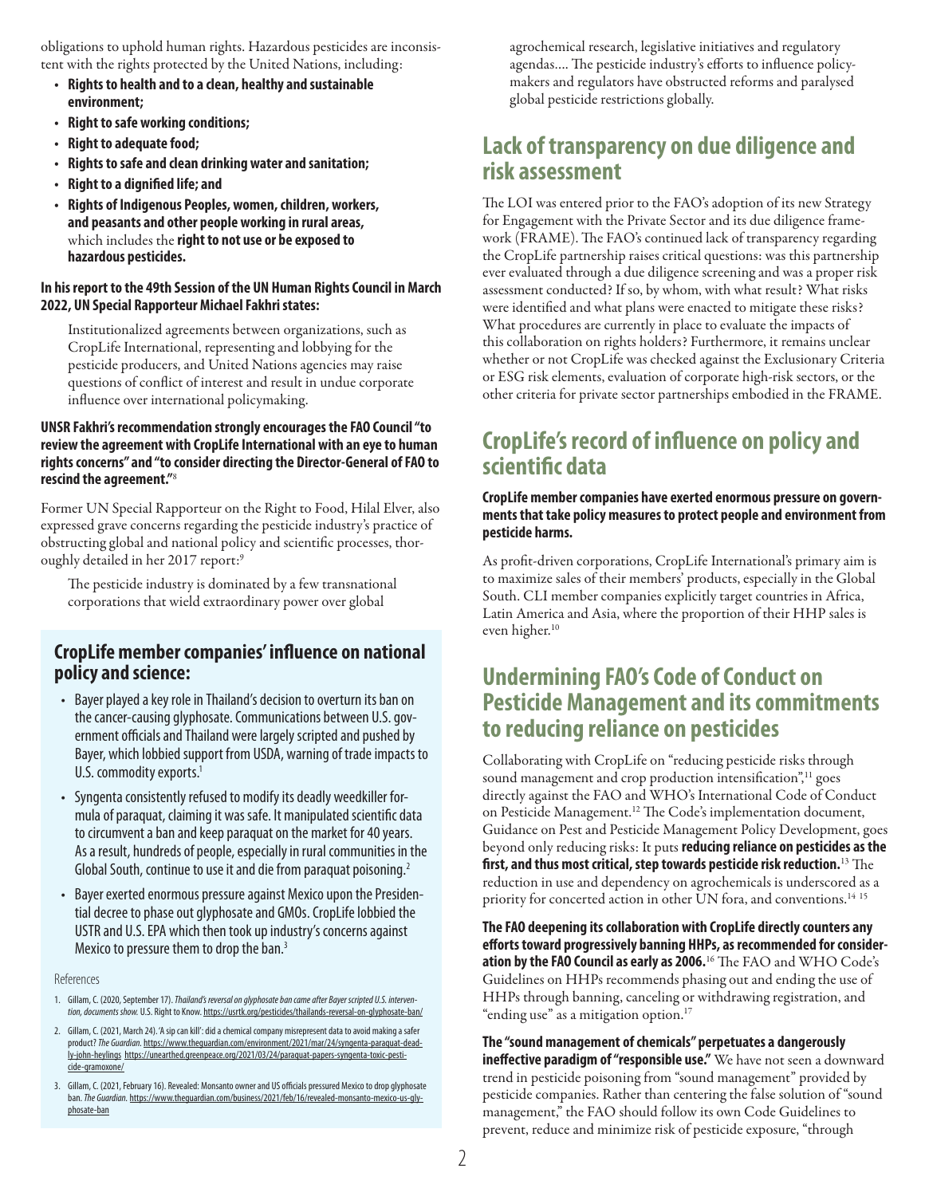obligations to uphold human rights. Hazardous pesticides are inconsistent with the rights protected by the United Nations, including:

- **Rights to health and to a clean, healthy and sustainable environment;**
- **Right to safe working conditions;**
- **Right to adequate food;**
- **Rights to safe and clean drinking water and sanitation;**
- **Right to a dignified life; and**
- **Rights of Indigenous Peoples, women, children, workers, and peasants and other people working in rural areas,** which includes the **right to not use or be exposed to hazardous pesticides.**

**In his report to the 49th Session of the UN Human Rights Council in March 2022, UN Special Rapporteur Michael Fakhri states:**

> Institutionalized agreements between organizations, such as CropLife International, representing and lobbying for the pesticide producers, and United Nations agencies may raise questions of conflict of interest and result in undue corporate influence over international policymaking.

**UNSR Fakhri's recommendation strongly encourages the FAO Council "to review the agreement with CropLife International with an eye to human rights concerns" and "to consider directing the Director-General of FAO to rescind the agreement."**[8]

Former UN Special Rapporteur on the Right to Food, Hilal Elver, also expressed grave concerns regarding the pesticide industry's practice of obstructing global and national policy and scientific processes, thoroughly detailed in her 2017 report:[9]

> The pesticide industry is dominated by a few transnational corporations that wield extraordinary power over global agrochemical research, legislative initiatives and regulatory agendas.... The pesticide industry's efforts to influence policymakers and regulators have obstructed reforms and paralysed global pesticide restrictions globally.

### CropLife member companies' influence on national policy and science:

- Bayer played a key role in Thailand's decision to overturn its ban on the cancer-causing glyphosate. Communications between U.S. government officials and Thailand were largely scripted and pushed by Bayer, which lobbied support from USDA, warning of trade impacts to U.S. commodity exports.[1]
- Syngenta consistently refused to modify its deadly weedkiller formula of paraquat, claiming it was safe. It manipulated scientific data to circumvent a ban and keep paraquat on the market for 40 years. As a result, hundreds of people, especially in rural communities in the Global South, continue to use it and die from paraquat poisoning.[2]
- Bayer exerted enormous pressure against Mexico upon the Presidential decree to phase out glyphosate and GMOs. CropLife lobbied the USTR and U.S. EPA which then took up industry's concerns against Mexico to pressure them to drop the ban.[3]

References

1. Gillam, C. (2020, September 17). *Thailand's reversal on glyphosate ban came after Bayer scripted U.S. intervention, documents show.* U.S. Right to Know. https://usrtk.org/pesticides/thailands-reversal-on-glyphosate-ban/
2. Gillam, C. (2021, March 24). 'A sip can kill': did a chemical company misrepresent data to avoid making a safer product? *The Guardian.* https://www.theguardian.com/environment/2021/mar/24/syngenta-paraquat-deadly-john-heylings https://unearthed.greenpeace.org/2021/03/24/paraquat-papers-syngenta-toxic-pesticide-gramoxone/
3. Gillam, C. (2021, February 16). Revealed: Monsanto owner and US officials pressured Mexico to drop glyphosate ban. *The Guardian.* https://www.theguardian.com/business/2021/feb/16/revealed-monsanto-mexico-us-glyphosate-ban

## Lack of transparency on due diligence and risk assessment

The LOI was entered prior to the FAO's adoption of its new Strategy for Engagement with the Private Sector and its due diligence framework (FRAME). The FAO's continued lack of transparency regarding the CropLife partnership raises critical questions: was this partnership ever evaluated through a due diligence screening and was a proper risk assessment conducted? If so, by whom, with what result? What risks were identified and what plans were enacted to mitigate these risks? What procedures are currently in place to evaluate the impacts of this collaboration on rights holders? Furthermore, it remains unclear whether or not CropLife was checked against the Exclusionary Criteria or ESG risk elements, evaluation of corporate high-risk sectors, or the other criteria for private sector partnerships embodied in the FRAME.

## CropLife's record of influence on policy and scientific data

**CropLife member companies have exerted enormous pressure on governments that take policy measures to protect people and environment from pesticide harms.**

As profit-driven corporations, CropLife International's primary aim is to maximize sales of their members' products, especially in the Global South. CLI member companies explicitly target countries in Africa, Latin America and Asia, where the proportion of their HHP sales is even higher.[10]

## Undermining FAO's Code of Conduct on Pesticide Management and its commitments to reducing reliance on pesticides

Collaborating with CropLife on "reducing pesticide risks through sound management and crop production intensification",[11] goes directly against the FAO and WHO's International Code of Conduct on Pesticide Management.[12] The Code's implementation document, Guidance on Pest and Pesticide Management Policy Development, goes beyond only reducing risks: It puts **reducing reliance on pesticides as the first, and thus most critical, step towards pesticide risk reduction.**[13] The reduction in use and dependency on agrochemicals is underscored as a priority for concerted action in other UN fora, and conventions.[14 15]

**The FAO deepening its collaboration with CropLife directly counters any efforts toward progressively banning HHPs, as recommended for consideration by the FAO Council as early as 2006.**[16] The FAO and WHO Code's Guidelines on HHPs recommends phasing out and ending the use of HHPs through banning, canceling or withdrawing registration, and "ending use" as a mitigation option.[17]

**The "sound management of chemicals" perpetuates a dangerously ineffective paradigm of "responsible use."** We have not seen a downward trend in pesticide poisoning from "sound management" provided by pesticide companies. Rather than centering the false solution of "sound management," the FAO should follow its own Code Guidelines to prevent, reduce and minimize risk of pesticide exposure, "through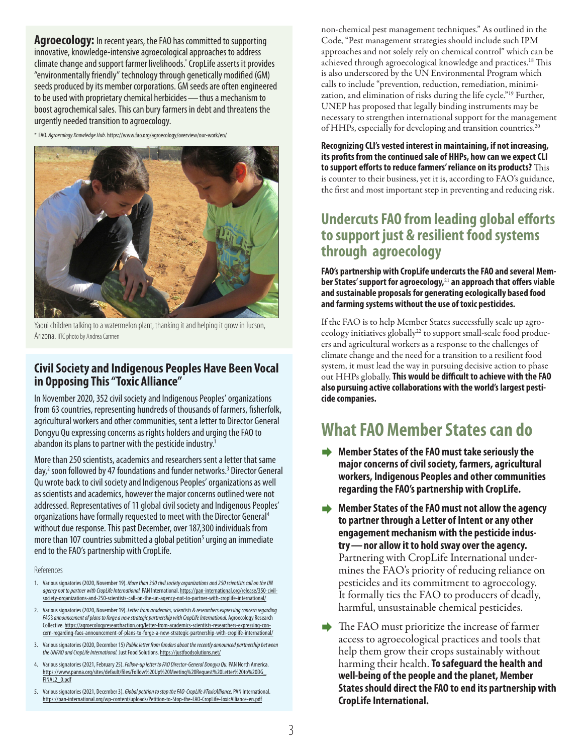**Agroecology:** In recent years, the FAO has committed to supporting innovative, knowledge-intensive agroecological approaches to address climate change and support farmer livelihoods.* CropLife asserts it provides "environmentally friendly" technology through genetically modified (GM) seeds produced by its member corporations. GM seeds are often engineered to be used with proprietary chemical herbicides — thus a mechanism to boost agrochemical sales. This can bury farmers in debt and threatens the urgently needed transition to agroecology.

\* FAO. *Agroecology Knowledge Hub*. https://www.fao.org/agroecology/overview/our-work/en/

Yaqui children talking to a watermelon plant, thanking it and helping it grow in Tucson, Arizona. IITC photo by Andrea Carmen

### Civil Society and Indigenous Peoples Have Been Vocal in Opposing This "Toxic Alliance"

In November 2020, 352 civil society and Indigenous Peoples' organizations from 63 countries, representing hundreds of thousands of farmers, fisherfolk, agricultural workers and other communities, sent a letter to Director General Dongyu Qu expressing concerns as rights holders and urging the FAO to abandon its plans to partner with the pesticide industry.[1]

More than 250 scientists, academics and researchers sent a letter that same day,[2] soon followed by 47 foundations and funder networks.[3] Director General Qu wrote back to civil society and Indigenous Peoples' organizations as well as scientists and academics, however the major concerns outlined were not addressed. Representatives of 11 global civil society and Indigenous Peoples' organizations have formally requested to meet with the Director General[4] without due response. This past December, over 187,300 individuals from more than 107 countries submitted a global petition[5] urging an immediate end to the FAO's partnership with CropLife.

References

1. Various signatories (2020, November 19). *More than 350 civil society organizations and 250 scientists call on the UN agency not to partner with CropLife International.* PAN International. https://pan-international.org/release/350-civil-society-organizations-and-250-scientists-call-on-the-un-agency-not-to-partner-with-croplife-international/
2. Various signatories (2020, November 19). *Letter from academics, scientists & researchers expressing concern regarding FAO's announcement of plans to forge a new strategic partnership with CropLife International.* Agroecology Research Collective. https://agroecologyresearchaction.org/letter-from-academics-scientists-researchers-expressing-concern-regarding-faos-announcement-of-plans-to-forge-a-new-strategic-partnership-with-croplife-international/
3. Various signatories (2020, December 15) *Public letter from funders about the recently announced partnership between the UNFAO and CropLife International.* Just Food Solutions. https://justfoodsolutions.net/
4. Various signatories (2021, February 25). *Follow-up letter to FAO Director-General Dongyu Qu.* PAN North America. https://www.panna.org/sites/default/files/Follow%20Up%20Meeting%20Request%20Letter%20to%20DG_FINAL2_0.pdf
5. Various signatories (2021, December 3). *Global petition to stop the FAO-CropLife #ToxicAlliance.* PAN International. https://pan-international.org/wp-content/uploads/Petition-to-Stop-the-FAO-CropLife-ToxicAlliance-en.pdf

non-chemical pest management techniques." As outlined in the Code, "Pest management strategies should include such IPM approaches and not solely rely on chemical control" which can be achieved through agroecological knowledge and practices.[18] This is also underscored by the UN Environmental Program which calls to include "prevention, reduction, remediation, minimization, and elimination of risks during the life cycle."[19] Further, UNEP has proposed that legally binding instruments may be necessary to strengthen international support for the management of HHPs, especially for developing and transition countries.[20]

**Recognizing CLI's vested interest in maintaining, if not increasing, its profits from the continued sale of HHPs, how can we expect CLI to support efforts to reduce farmers' reliance on its products?** This is counter to their business, yet it is, according to FAO's guidance, the first and most important step in preventing and reducing risk.

## Undercuts FAO from leading global efforts to support just & resilient food systems through agroecology

**FAO's partnership with CropLife undercuts the FAO and several Member States' support for agroecology,[21] an approach that offers viable and sustainable proposals for generating ecologically based food and farming systems without the use of toxic pesticides.**

If the FAO is to help Member States successfully scale up agroecology initiatives globally[22] to support small-scale food producers and agricultural workers as a response to the challenges of climate change and the need for a transition to a resilient food system, it must lead the way in pursuing decisive action to phase out HHPs globally. **This would be difficult to achieve with the FAO also pursuing active collaborations with the world's largest pesticide companies.**

# What FAO Member States can do

- **Member States of the FAO must take seriously the major concerns of civil society, farmers, agricultural workers, Indigenous Peoples and other communities regarding the FAO's partnership with CropLife.**
- **Member States of the FAO must not allow the agency to partner through a Letter of Intent or any other engagement mechanism with the pesticide industry — nor allow it to hold sway over the agency.** Partnering with CropLife International undermines the FAO's priority of reducing reliance on pesticides and its commitment to agroecology. It formally ties the FAO to producers of deadly, harmful, unsustainable chemical pesticides.
- The FAO must prioritize the increase of farmer access to agroecological practices and tools that help them grow their crops sustainably without harming their health. **To safeguard the health and well-being of the people and the planet, Member States should direct the FAO to end its partnership with CropLife International.**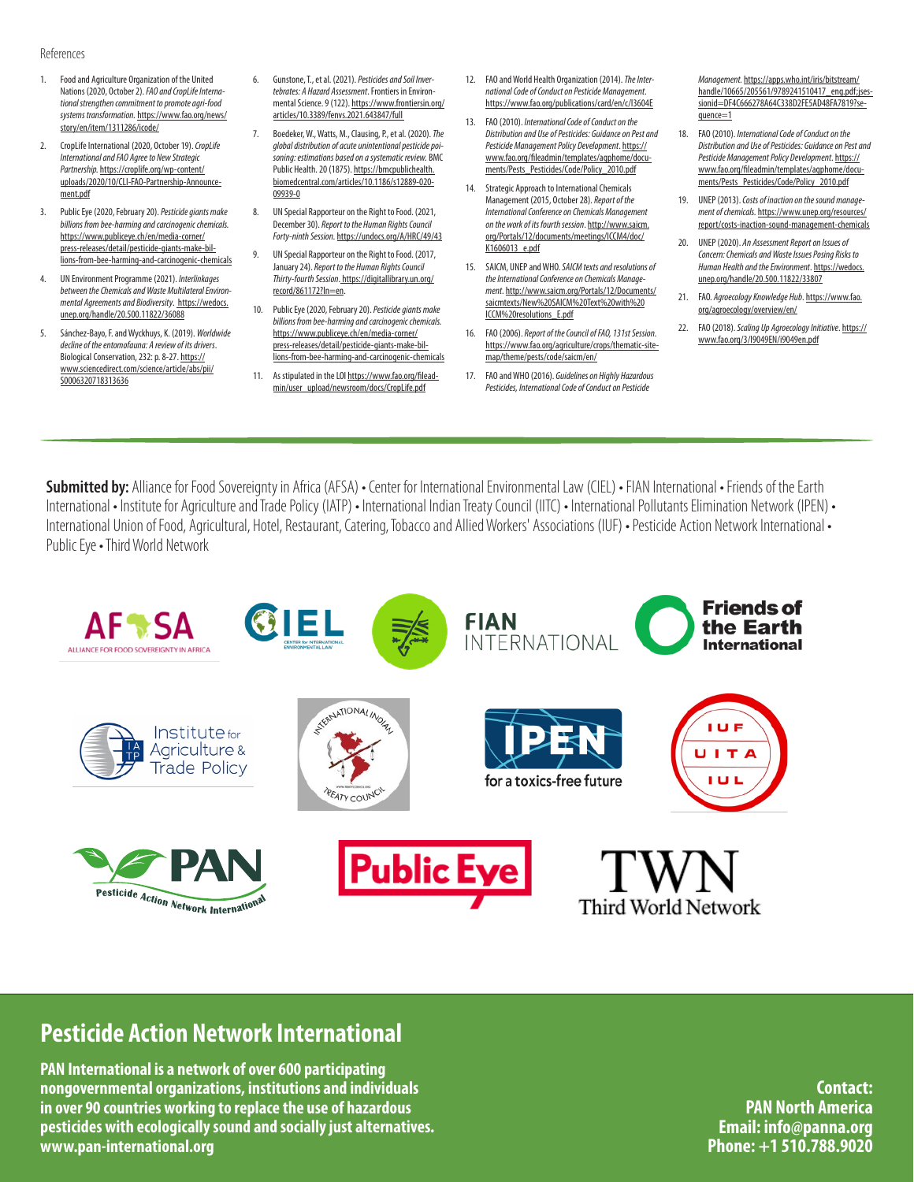References

1. Food and Agriculture Organization of the United Nations (2020, October 2). *FAO and CropLife International strengthen commitment to promote agri-food systems transformation.* https://www.fao.org/news/story/en/item/1311286/icode/

2. CropLife International (2020, October 19). *CropLife International and FAO Agree to New Strategic Partnership.* https://croplife.org/wp-content/uploads/2020/10/CLI-FAO-Partnership-Announcement.pdf

3. Public Eye (2020, February 20). *Pesticide giants make billions from bee-harming and carcinogenic chemicals.* https://www.publiceye.ch/en/media-corner/press-releases/detail/pesticide-giants-make-billions-from-bee-harming-and-carcinogenic-chemicals

4. UN Environment Programme (2021). *Interlinkages between the Chemicals and Waste Multilateral Environmental Agreements and Biodiversity.* https://wedocs.unep.org/handle/20.500.11822/36088

5. Sánchez-Bayo, F. and Wyckhuys, K. (2019). *Worldwide decline of the entomofauna: A review of its drivers.* Biological Conservation, 232: p. 8-27. https://www.sciencedirect.com/science/article/abs/pii/S0006320718313636

6. Gunstone, T., et al. (2021). *Pesticides and Soil Invertebrates: A Hazard Assessment.* Frontiers in Environmental Science. 9 (122). https://www.frontiersin.org/articles/10.3389/fenvs.2021.643847/full

7. Boedeker, W., Watts, M., Clausing, P., et al. (2020). *The global distribution of acute unintentional pesticide poisoning: estimations based on a systematic review.* BMC Public Health. 20 (1875). https://bmcpublichealth.biomedcentral.com/articles/10.1186/s12889-020-09939-0

8. UN Special Rapporteur on the Right to Food. (2021, December 30). *Report to the Human Rights Council Forty-ninth Session.* https://undocs.org/A/HRC/49/43

9. UN Special Rapporteur on the Right to Food. (2017, January 24). *Report to the Human Rights Council Thirty-fourth Session.* https://digitallibrary.un.org/record/861172?ln=en.

10. Public Eye (2020, February 20). *Pesticide giants make billions from bee-harming and carcinogenic chemicals.* https://www.publiceye.ch/en/media-corner/press-releases/detail/pesticide-giants-make-billions-from-bee-harming-and-carcinogenic-chemicals

11. As stipulated in the LOI https://www.fao.org/fileadmin/user_upload/newsroom/docs/CropLife.pdf

12. FAO and World Health Organization (2014). *The International Code of Conduct on Pesticide Management.* https://www.fao.org/publications/card/en/c/I3604E

13. FAO (2010). *International Code of Conduct on the Distribution and Use of Pesticides: Guidance on Pest and Pesticide Management Policy Development.* https://www.fao.org/fileadmin/templates/agphome/documents/Pests_Pesticides/Code/Policy_2010.pdf

14. Strategic Approach to International Chemicals Management (2015, October 28). *Report of the International Conference on Chemicals Management on the work of its fourth session.* http://www.saicm.org/Portals/12/documents/meetings/ICCM4/doc/K1606013_e.pdf

15. SAICM, UNEP and WHO. *SAICM texts and resolutions of the International Conference on Chemicals Management.* http://www.saicm.org/Portals/12/Documents/saicmtexts/New%20SAICM%20Text%20with%20ICCM%20resolutions_E.pdf

16. FAO (2006). *Report of the Council of FAO, 131st Session.* https://www.fao.org/agriculture/crops/thematic-sitemap/theme/pests/code/saicm/en/

17. FAO and WHO (2016). *Guidelines on Highly Hazardous Pesticides, International Code of Conduct on Pesticide Management.* https://apps.who.int/iris/bitstream/handle/10665/205561/9789241510417_eng.pdf;jsessionid=DF4C666278A64C338D2FE5AD48FA7819?sequence=1

18. FAO (2010). *International Code of Conduct on the Distribution and Use of Pesticides: Guidance on Pest and Pesticide Management Policy Development.* https://www.fao.org/fileadmin/templates/agphome/documents/Pests_Pesticides/Code/Policy_2010.pdf

19. UNEP (2013). *Costs of inaction on the sound management of chemicals.* https://www.unep.org/resources/report/costs-inaction-sound-management-chemicals

20. UNEP (2020). *An Assessment Report on Issues of Concern: Chemicals and Waste Issues Posing Risks to Human Health and the Environment.* https://wedocs.unep.org/handle/20.500.11822/33807

21. FAO. *Agroecology Knowledge Hub.* https://www.fao.org/agroecology/overview/en/

22. FAO (2018). *Scaling Up Agroecology Initiative.* https://www.fao.org/3/I9049EN/i9049en.pdf

**Submitted by:** Alliance for Food Sovereignty in Africa (AFSA) • Center for International Environmental Law (CIEL) • FIAN International • Friends of the Earth International • Institute for Agriculture and Trade Policy (IATP) • International Indian Treaty Council (IITC) • International Pollutants Elimination Network (IPEN) • International Union of Food, Agricultural, Hotel, Restaurant, Catering, Tobacco and Allied Workers' Associations (IUF) • Pesticide Action Network International • Public Eye • Third World Network

## Pesticide Action Network International

**PAN International is a network of over 600 participating nongovernmental organizations, institutions and individuals in over 90 countries working to replace the use of hazardous pesticides with ecologically sound and socially just alternatives. www.pan-international.org**

**Contact:**
**PAN North America**
**Email: info@panna.org**
**Phone: +1 510.788.9020**